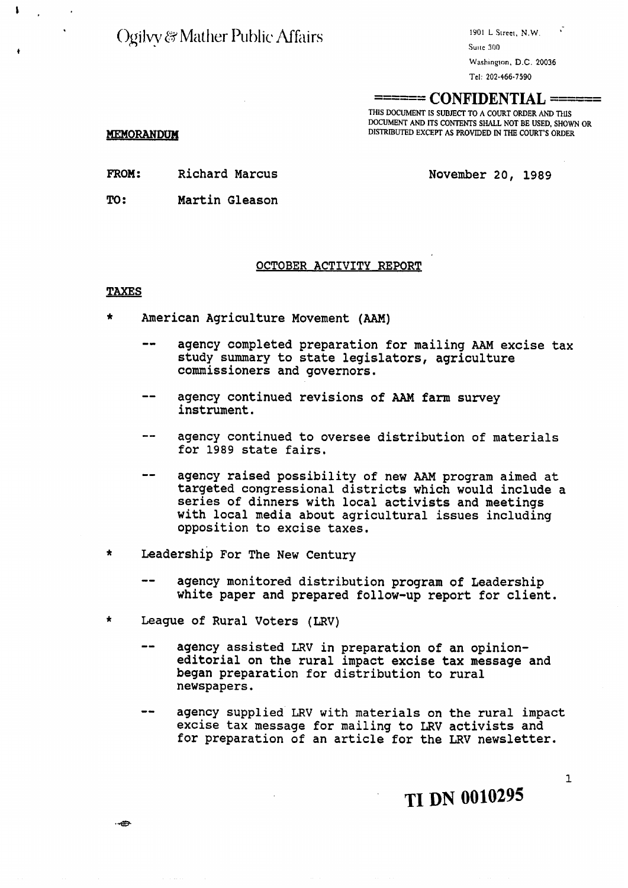Ogilvy & Mather Public Affairs

1901 L Street, N.W.
Suite 300
Washington, D.C. 20036
Tel: 202-466-7590

**====== CONFIDENTIAL ======**

THIS DOCUMENT IS SUBJECT TO A COURT ORDER AND THIS DOCUMENT AND ITS CONTENTS SHALL NOT BE USED, SHOWN OR DISTRIBUTED EXCEPT AS PROVIDED IN THE COURT'S ORDER

**MEMORANDUM**

**FROM:** Richard Marcus

**TO:** Martin Gleason

November 20, 1989

## OCTOBER ACTIVITY REPORT

### TAXES

* American Agriculture Movement (AAM)
  - agency completed preparation for mailing AAM excise tax study summary to state legislators, agriculture commissioners and governors.
  - agency continued revisions of AAM farm survey instrument.
  - agency continued to oversee distribution of materials for 1989 state fairs.
  - agency raised possibility of new AAM program aimed at targeted congressional districts which would include a series of dinners with local activists and meetings with local media about agricultural issues including opposition to excise taxes.
* Leadership For The New Century
  - agency monitored distribution program of Leadership white paper and prepared follow-up report for client.
* League of Rural Voters (LRV)
  - agency assisted LRV in preparation of an opinion-editorial on the rural impact excise tax message and began preparation for distribution to rural newspapers.
  - agency supplied LRV with materials on the rural impact excise tax message for mailing to LRV activists and for preparation of an article for the LRV newsletter.

TI DN 0010295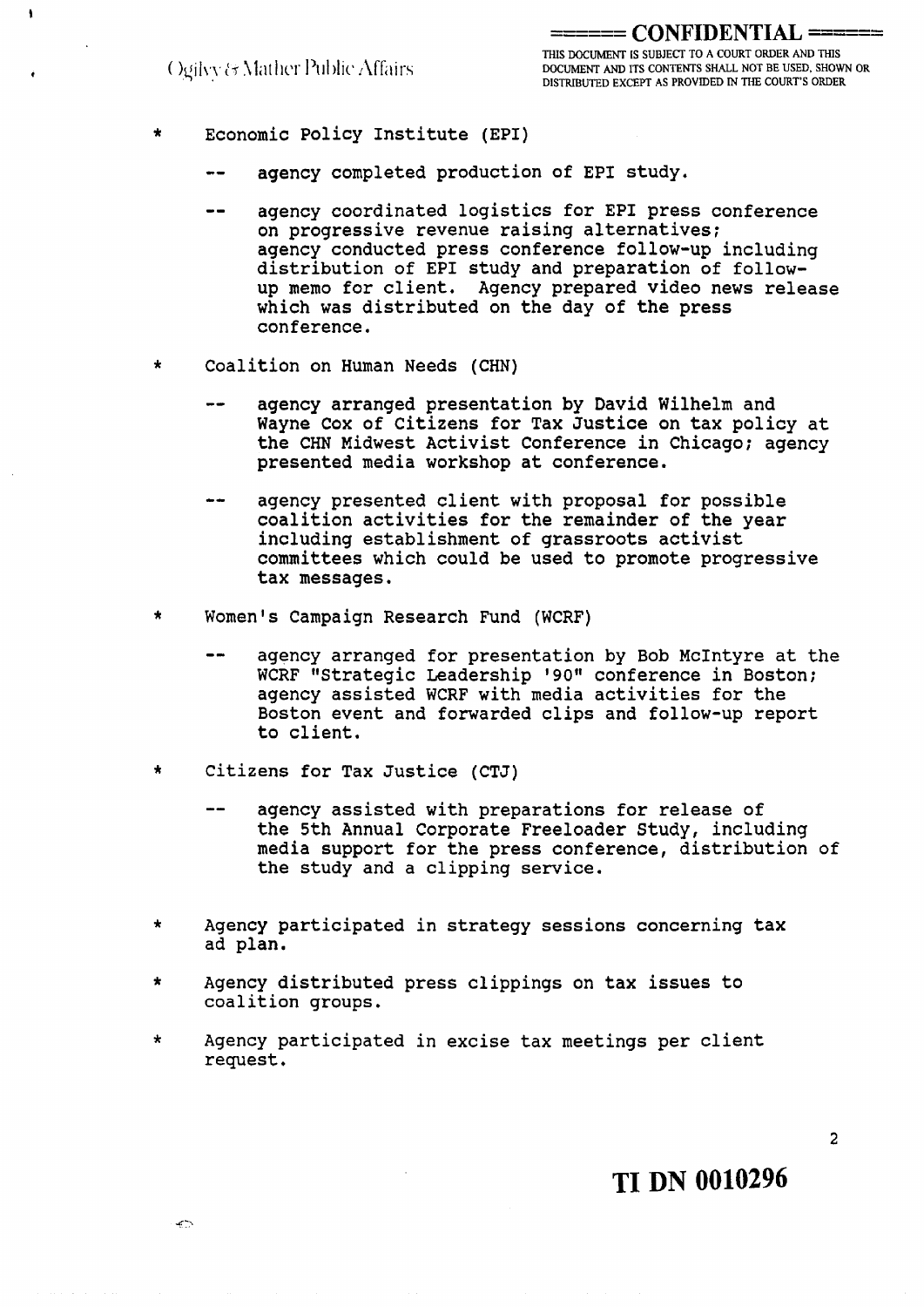- Economic Policy Institute (EPI)
  - agency completed production of EPI study.
  - agency coordinated logistics for EPI press conference on progressive revenue raising alternatives; agency conducted press conference follow-up including distribution of EPI study and preparation of follow-up memo for client. Agency prepared video news release which was distributed on the day of the press conference.
- Coalition on Human Needs (CHN)
  - agency arranged presentation by David Wilhelm and Wayne Cox of Citizens for Tax Justice on tax policy at the CHN Midwest Activist Conference in Chicago; agency presented media workshop at conference.
  - agency presented client with proposal for possible coalition activities for the remainder of the year including establishment of grassroots activist committees which could be used to promote progressive tax messages.
- Women's Campaign Research Fund (WCRF)
  - agency arranged for presentation by Bob McIntyre at the WCRF "Strategic Leadership '90" conference in Boston; agency assisted WCRF with media activities for the Boston event and forwarded clips and follow-up report to client.
- Citizens for Tax Justice (CTJ)
  - agency assisted with preparations for release of the 5th Annual Corporate Freeloader Study, including media support for the press conference, distribution of the study and a clipping service.
- Agency participated in strategy sessions concerning tax ad plan.
- Agency distributed press clippings on tax issues to coalition groups.
- Agency participated in excise tax meetings per client request.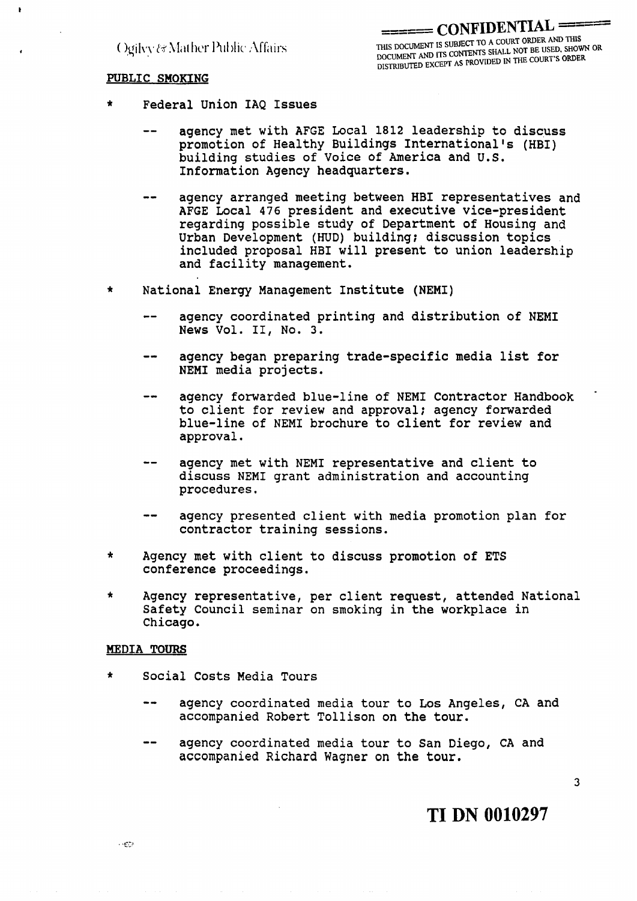Ogilvy & Mather Public Affairs

**CONFIDENTIAL**

THIS DOCUMENT IS SUBJECT TO A COURT ORDER AND THIS DOCUMENT AND ITS CONTENTS SHALL NOT BE USED, SHOWN OR DISTRIBUTED EXCEPT AS PROVIDED IN THE COURT'S ORDER

**PUBLIC SMOKING**

* Federal Union IAQ Issues
  - agency met with AFGE Local 1812 leadership to discuss promotion of Healthy Buildings International's (HBI) building studies of Voice of America and U.S. Information Agency headquarters.
  - agency arranged meeting between HBI representatives and AFGE Local 476 president and executive vice-president regarding possible study of Department of Housing and Urban Development (HUD) building; discussion topics included proposal HBI will present to union leadership and facility management.
* National Energy Management Institute (NEMI)
  - agency coordinated printing and distribution of NEMI News Vol. II, No. 3.
  - agency began preparing trade-specific media list for NEMI media projects.
  - agency forwarded blue-line of NEMI Contractor Handbook to client for review and approval; agency forwarded blue-line of NEMI brochure to client for review and approval.
  - agency met with NEMI representative and client to discuss NEMI grant administration and accounting procedures.
  - agency presented client with media promotion plan for contractor training sessions.
* Agency met with client to discuss promotion of ETS conference proceedings.
* Agency representative, per client request, attended National Safety Council seminar on smoking in the workplace in Chicago.

**MEDIA TOURS**

* Social Costs Media Tours
  - agency coordinated media tour to Los Angeles, CA and accompanied Robert Tollison on the tour.
  - agency coordinated media tour to San Diego, CA and accompanied Richard Wagner on the tour.

**TI DN 0010297**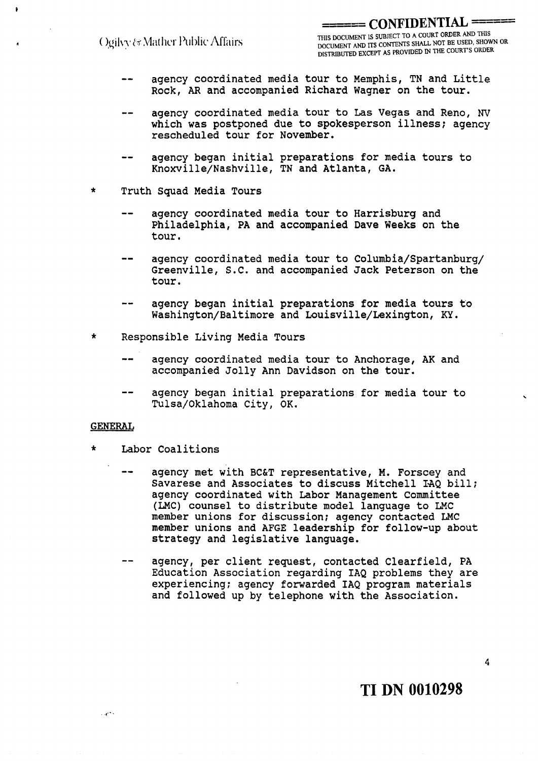- -- agency coordinated media tour to Memphis, TN and Little Rock, AR and accompanied Richard Wagner on the tour.

- -- agency coordinated media tour to Las Vegas and Reno, NV which was postponed due to spokesperson illness; agency rescheduled tour for November.

- -- agency began initial preparations for media tours to Knoxville/Nashville, TN and Atlanta, GA.

* Truth Squad Media Tours

  - -- agency coordinated media tour to Harrisburg and Philadelphia, PA and accompanied Dave Weeks on the tour.

  - -- agency coordinated media tour to Columbia/Spartanburg/ Greenville, S.C. and accompanied Jack Peterson on the tour.

  - -- agency began initial preparations for media tours to Washington/Baltimore and Louisville/Lexington, KY.

* Responsible Living Media Tours

  - -- agency coordinated media tour to Anchorage, AK and accompanied Jolly Ann Davidson on the tour.

  - -- agency began initial preparations for media tour to Tulsa/Oklahoma City, OK.

<u>GENERAL</u>

* Labor Coalitions

  - -- agency met with BC&T representative, M. Forscey and Savarese and Associates to discuss Mitchell IAQ bill; agency coordinated with Labor Management Committee (LMC) counsel to distribute model language to LMC member unions for discussion; agency contacted LMC member unions and AFGE leadership for follow-up about strategy and legislative language.

  - -- agency, per client request, contacted Clearfield, PA Education Association regarding IAQ problems they are experiencing; agency forwarded IAQ program materials and followed up by telephone with the Association.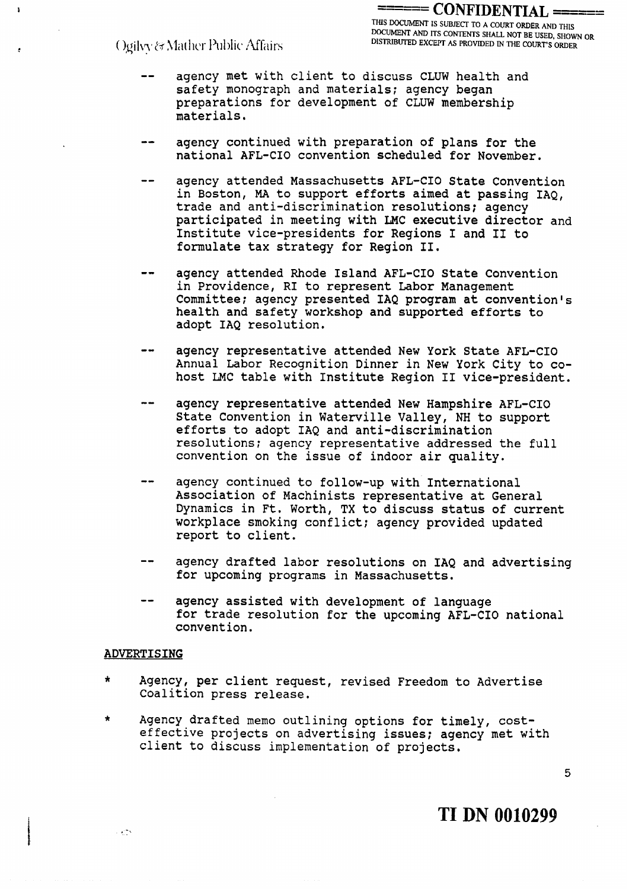-- agency met with client to discuss CLUW health and safety monograph and materials; agency began preparations for development of CLUW membership materials.

-- agency continued with preparation of plans for the national AFL-CIO convention scheduled for November.

-- agency attended Massachusetts AFL-CIO State Convention in Boston, MA to support efforts aimed at passing IAQ, trade and anti-discrimination resolutions; agency participated in meeting with LMC executive director and Institute vice-presidents for Regions I and II to formulate tax strategy for Region II.

-- agency attended Rhode Island AFL-CIO State Convention in Providence, RI to represent Labor Management Committee; agency presented IAQ program at convention's health and safety workshop and supported efforts to adopt IAQ resolution.

-- agency representative attended New York State AFL-CIO Annual Labor Recognition Dinner in New York City to co-host LMC table with Institute Region II vice-president.

-- agency representative attended New Hampshire AFL-CIO State Convention in Waterville Valley, NH to support efforts to adopt IAQ and anti-discrimination resolutions; agency representative addressed the full convention on the issue of indoor air quality.

-- agency continued to follow-up with International Association of Machinists representative at General Dynamics in Ft. Worth, TX to discuss status of current workplace smoking conflict; agency provided updated report to client.

-- agency drafted labor resolutions on IAQ and advertising for upcoming programs in Massachusetts.

-- agency assisted with development of language for trade resolution for the upcoming AFL-CIO national convention.

## ADVERTISING

* Agency, per client request, revised Freedom to Advertise Coalition press release.

* Agency drafted memo outlining options for timely, cost-effective projects on advertising issues; agency met with client to discuss implementation of projects.

TI DN 0010299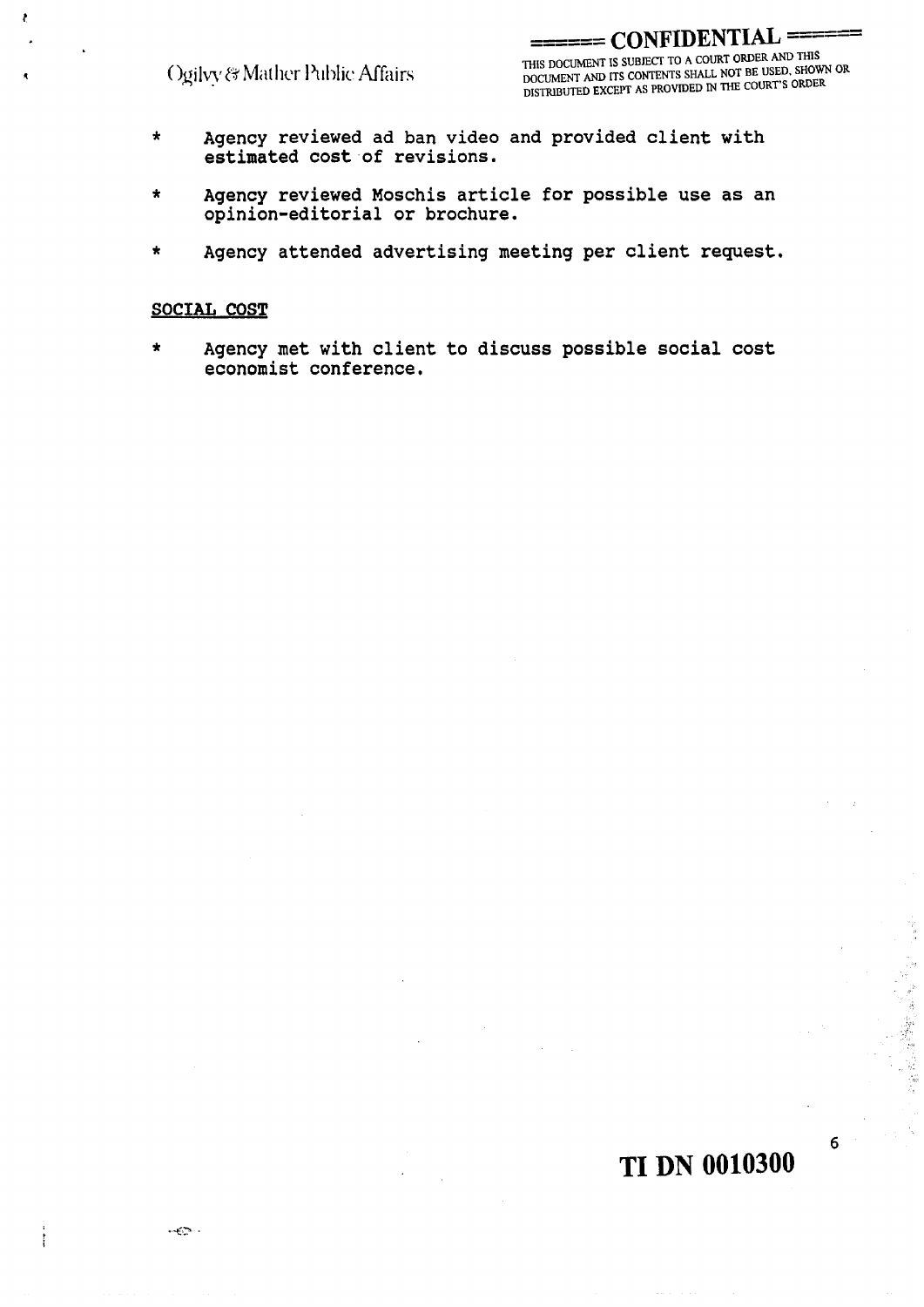* Agency reviewed ad ban video and provided client with estimated cost of revisions.

* Agency reviewed Moschis article for possible use as an opinion-editorial or brochure.

* Agency attended advertising meeting per client request.

## SOCIAL COST

* Agency met with client to discuss possible social cost economist conference.